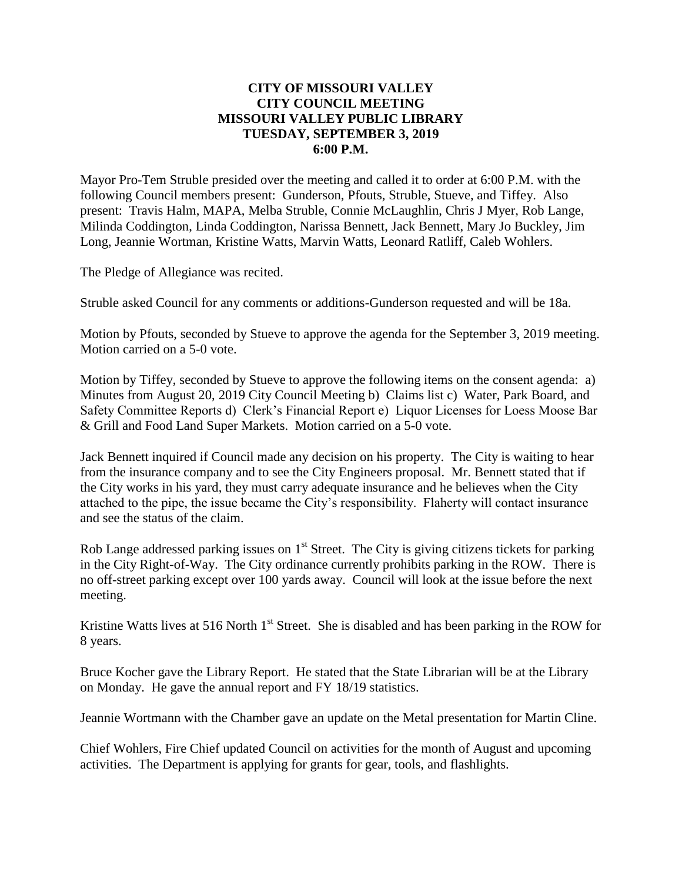**CITY OF MISSOURI VALLEY**
**CITY COUNCIL MEETING**
**MISSOURI VALLEY PUBLIC LIBRARY**
**TUESDAY, SEPTEMBER 3, 2019**
**6:00 P.M.**

Mayor Pro-Tem Struble presided over the meeting and called it to order at 6:00 P.M. with the following Council members present: Gunderson, Pfouts, Struble, Stueve, and Tiffey. Also present: Travis Halm, MAPA, Melba Struble, Connie McLaughlin, Chris J Myer, Rob Lange, Milinda Coddington, Linda Coddington, Narissa Bennett, Jack Bennett, Mary Jo Buckley, Jim Long, Jeannie Wortman, Kristine Watts, Marvin Watts, Leonard Ratliff, Caleb Wohlers.

The Pledge of Allegiance was recited.

Struble asked Council for any comments or additions-Gunderson requested and will be 18a.

Motion by Pfouts, seconded by Stueve to approve the agenda for the September 3, 2019 meeting. Motion carried on a 5-0 vote.

Motion by Tiffey, seconded by Stueve to approve the following items on the consent agenda: a) Minutes from August 20, 2019 City Council Meeting b) Claims list c) Water, Park Board, and Safety Committee Reports d) Clerk's Financial Report e) Liquor Licenses for Loess Moose Bar & Grill and Food Land Super Markets. Motion carried on a 5-0 vote.

Jack Bennett inquired if Council made any decision on his property. The City is waiting to hear from the insurance company and to see the City Engineers proposal. Mr. Bennett stated that if the City works in his yard, they must carry adequate insurance and he believes when the City attached to the pipe, the issue became the City's responsibility. Flaherty will contact insurance and see the status of the claim.

Rob Lange addressed parking issues on 1st Street. The City is giving citizens tickets for parking in the City Right-of-Way. The City ordinance currently prohibits parking in the ROW. There is no off-street parking except over 100 yards away. Council will look at the issue before the next meeting.

Kristine Watts lives at 516 North 1st Street. She is disabled and has been parking in the ROW for 8 years.

Bruce Kocher gave the Library Report. He stated that the State Librarian will be at the Library on Monday. He gave the annual report and FY 18/19 statistics.

Jeannie Wortmann with the Chamber gave an update on the Metal presentation for Martin Cline.

Chief Wohlers, Fire Chief updated Council on activities for the month of August and upcoming activities. The Department is applying for grants for gear, tools, and flashlights.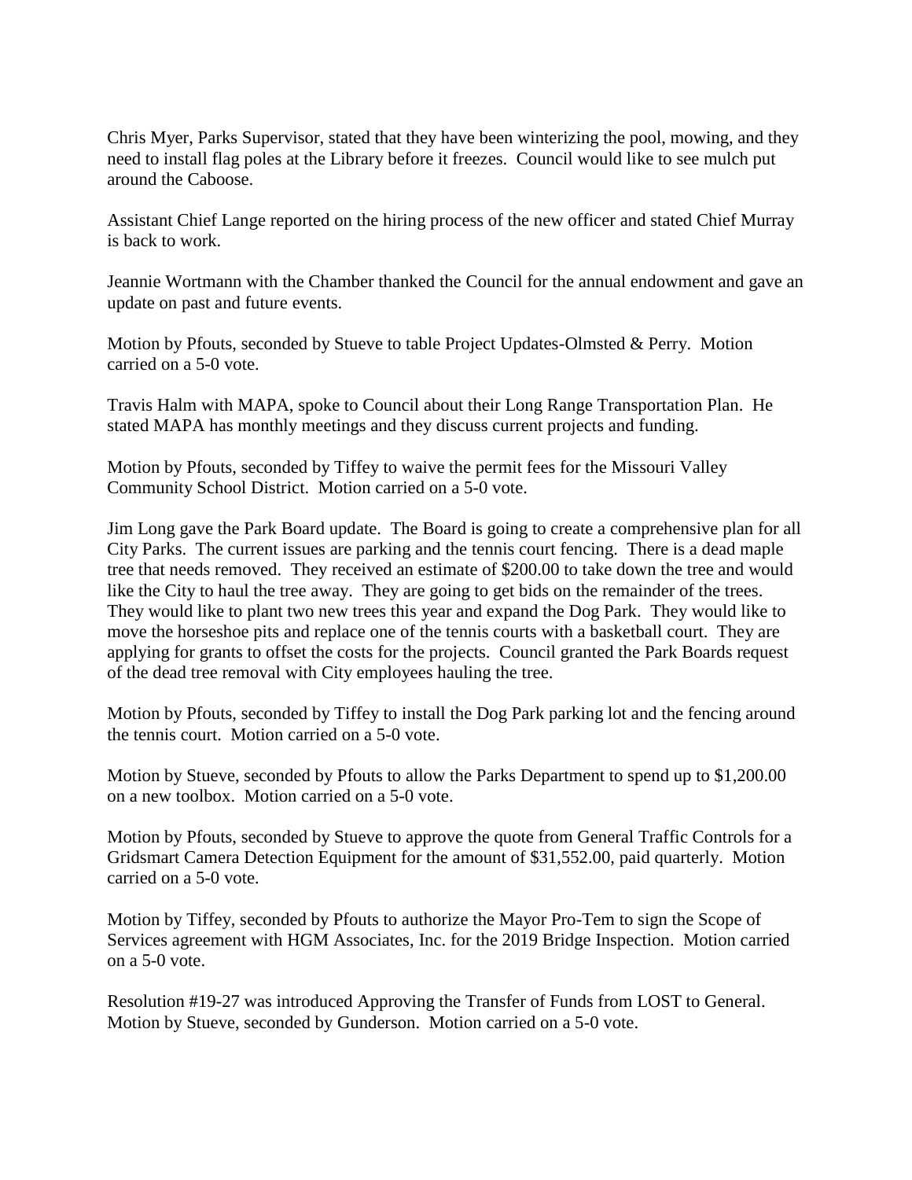Chris Myer, Parks Supervisor, stated that they have been winterizing the pool, mowing, and they need to install flag poles at the Library before it freezes. Council would like to see mulch put around the Caboose.

Assistant Chief Lange reported on the hiring process of the new officer and stated Chief Murray is back to work.

Jeannie Wortmann with the Chamber thanked the Council for the annual endowment and gave an update on past and future events.

Motion by Pfouts, seconded by Stueve to table Project Updates-Olmsted & Perry. Motion carried on a 5-0 vote.

Travis Halm with MAPA, spoke to Council about their Long Range Transportation Plan. He stated MAPA has monthly meetings and they discuss current projects and funding.

Motion by Pfouts, seconded by Tiffey to waive the permit fees for the Missouri Valley Community School District. Motion carried on a 5-0 vote.

Jim Long gave the Park Board update. The Board is going to create a comprehensive plan for all City Parks. The current issues are parking and the tennis court fencing. There is a dead maple tree that needs removed. They received an estimate of $200.00 to take down the tree and would like the City to haul the tree away. They are going to get bids on the remainder of the trees. They would like to plant two new trees this year and expand the Dog Park. They would like to move the horseshoe pits and replace one of the tennis courts with a basketball court. They are applying for grants to offset the costs for the projects. Council granted the Park Boards request of the dead tree removal with City employees hauling the tree.

Motion by Pfouts, seconded by Tiffey to install the Dog Park parking lot and the fencing around the tennis court. Motion carried on a 5-0 vote.

Motion by Stueve, seconded by Pfouts to allow the Parks Department to spend up to $1,200.00 on a new toolbox. Motion carried on a 5-0 vote.

Motion by Pfouts, seconded by Stueve to approve the quote from General Traffic Controls for a Gridsmart Camera Detection Equipment for the amount of $31,552.00, paid quarterly. Motion carried on a 5-0 vote.

Motion by Tiffey, seconded by Pfouts to authorize the Mayor Pro-Tem to sign the Scope of Services agreement with HGM Associates, Inc. for the 2019 Bridge Inspection. Motion carried on a 5-0 vote.

Resolution #19-27 was introduced Approving the Transfer of Funds from LOST to General. Motion by Stueve, seconded by Gunderson. Motion carried on a 5-0 vote.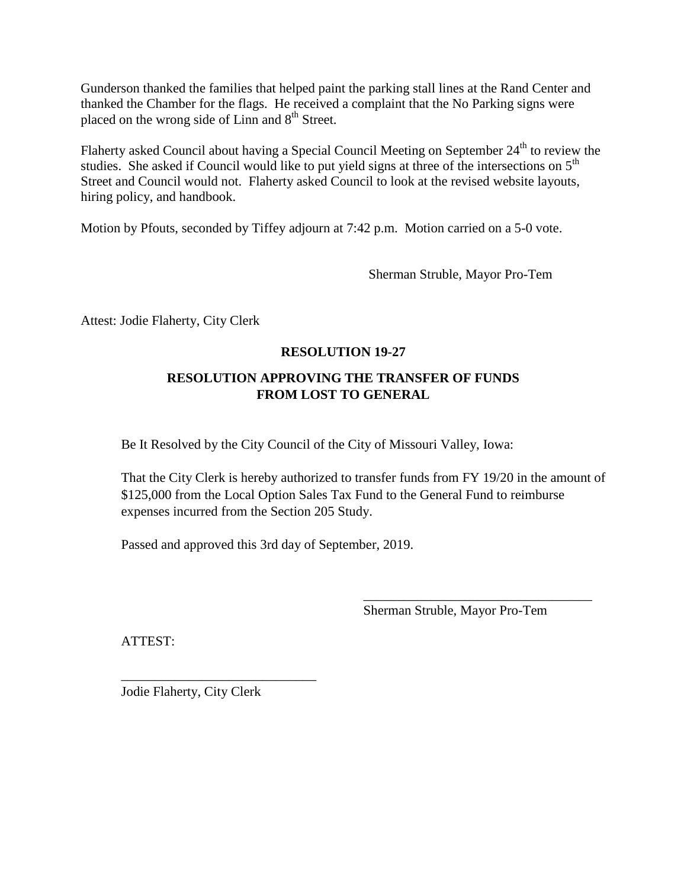Gunderson thanked the families that helped paint the parking stall lines at the Rand Center and thanked the Chamber for the flags. He received a complaint that the No Parking signs were placed on the wrong side of Linn and 8th Street.

Flaherty asked Council about having a Special Council Meeting on September 24th to review the studies. She asked if Council would like to put yield signs at three of the intersections on 5th Street and Council would not. Flaherty asked Council to look at the revised website layouts, hiring policy, and handbook.

Motion by Pfouts, seconded by Tiffey adjourn at 7:42 p.m. Motion carried on a 5-0 vote.

Sherman Struble, Mayor Pro-Tem

Attest: Jodie Flaherty, City Clerk

**RESOLUTION 19-27**

**RESOLUTION APPROVING THE TRANSFER OF FUNDS FROM LOST TO GENERAL**

Be It Resolved by the City Council of the City of Missouri Valley, Iowa:

That the City Clerk is hereby authorized to transfer funds from FY 19/20 in the amount of $125,000 from the Local Option Sales Tax Fund to the General Fund to reimburse expenses incurred from the Section 205 Study.

Passed and approved this 3rd day of September, 2019.

\_\_\_\_\_\_\_\_\_\_\_\_\_\_\_\_\_\_\_\_\_\_\_\_\_\_\_\_\_\_\_\_\_\_\_

Sherman Struble, Mayor Pro-Tem

ATTEST:

\_\_\_\_\_\_\_\_\_\_\_\_\_\_\_\_\_\_\_\_\_\_\_\_\_\_\_\_\_\_

Jodie Flaherty, City Clerk